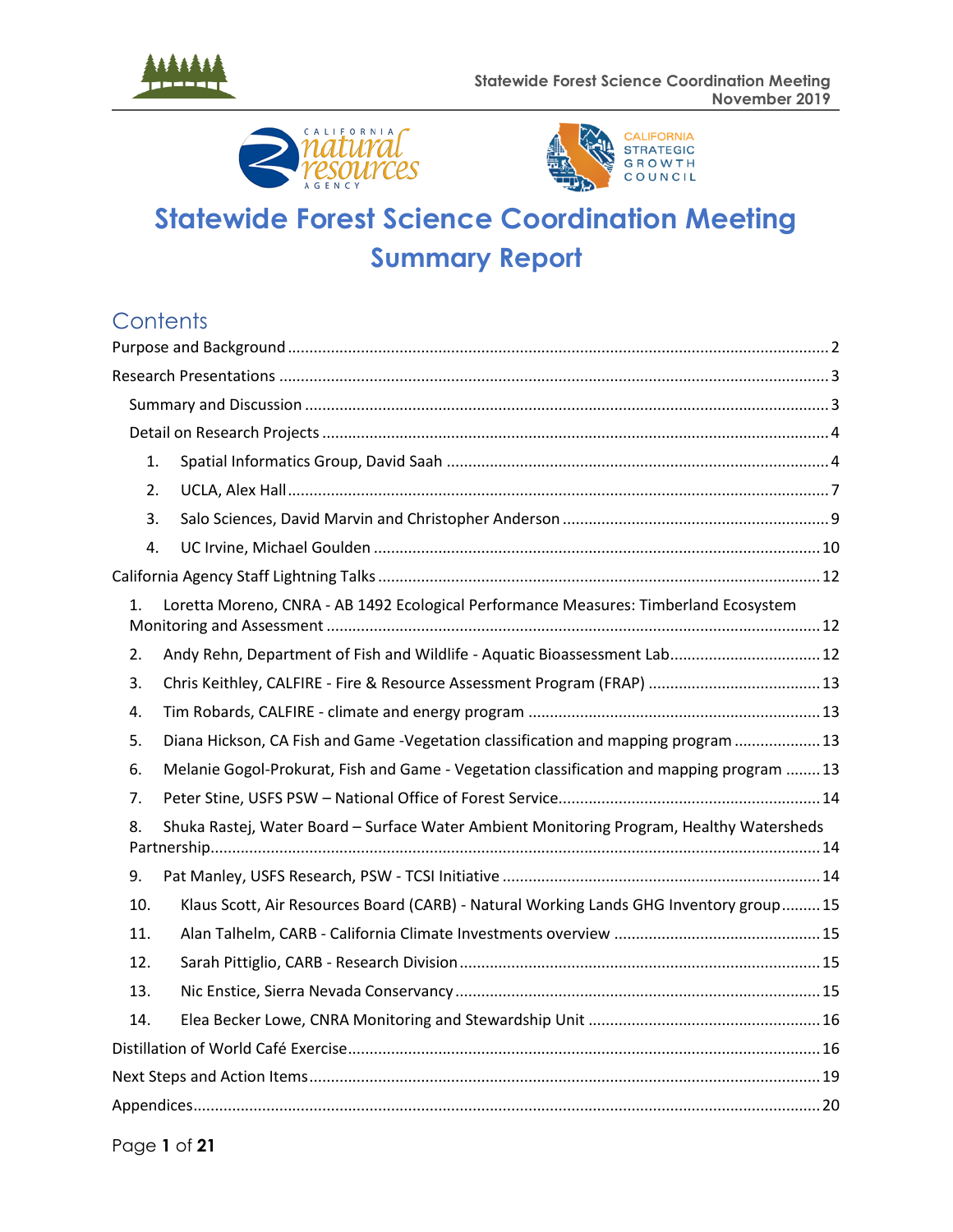# Statewide Forest Science Coordination Meeting

## Summary Report

## Contents

Purpose and Background ........ 2

Research Presentations ........ 3

- Summary and Discussion ........ 3
- Detail on Research Projects ........ 4
  1. Spatial Informatics Group, David Saah ........ 4
  2. UCLA, Alex Hall ........ 7
  3. Salo Sciences, David Marvin and Christopher Anderson ........ 9
  4. UC Irvine, Michael Goulden ........ 10

California Agency Staff Lightning Talks ........ 12

1. Loretta Moreno, CNRA - AB 1492 Ecological Performance Measures: Timberland Ecosystem Monitoring and Assessment ........ 12
2. Andy Rehn, Department of Fish and Wildlife - Aquatic Bioassessment Lab ........ 12
3. Chris Keithley, CALFIRE - Fire & Resource Assessment Program (FRAP) ........ 13
4. Tim Robards, CALFIRE - climate and energy program ........ 13
5. Diana Hickson, CA Fish and Game -Vegetation classification and mapping program ........ 13
6. Melanie Gogol-Prokurat, Fish and Game - Vegetation classification and mapping program ........ 13
7. Peter Stine, USFS PSW – National Office of Forest Service ........ 14
8. Shuka Rastej, Water Board – Surface Water Ambient Monitoring Program, Healthy Watersheds Partnership ........ 14
9. Pat Manley, USFS Research, PSW - TCSI Initiative ........ 14
10. Klaus Scott, Air Resources Board (CARB) - Natural Working Lands GHG Inventory group ........ 15
11. Alan Talhelm, CARB - California Climate Investments overview ........ 15
12. Sarah Pittiglio, CARB - Research Division ........ 15
13. Nic Enstice, Sierra Nevada Conservancy ........ 15
14. Elea Becker Lowe, CNRA Monitoring and Stewardship Unit ........ 16

Distillation of World Café Exercise ........ 16

Next Steps and Action Items ........ 19

Appendices ........ 20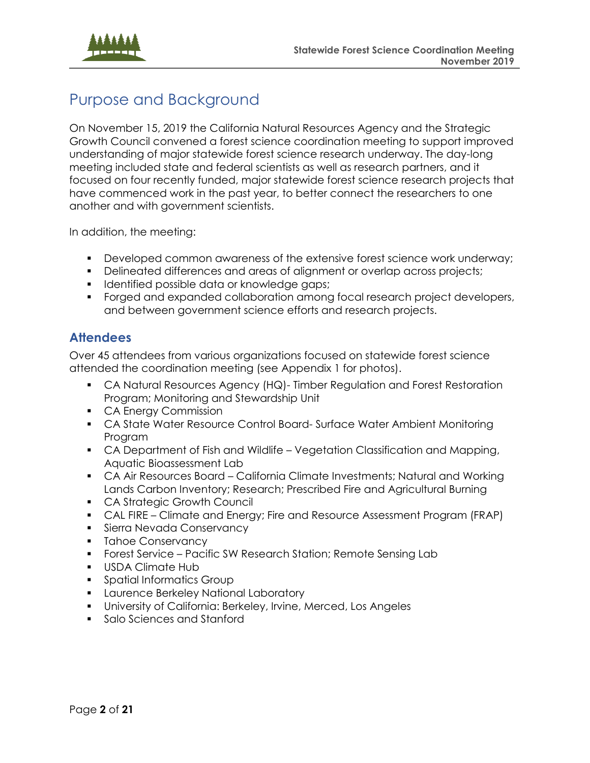## Purpose and Background

On November 15, 2019 the California Natural Resources Agency and the Strategic Growth Council convened a forest science coordination meeting to support improved understanding of major statewide forest science research underway. The day-long meeting included state and federal scientists as well as research partners, and it focused on four recently funded, major statewide forest science research projects that have commenced work in the past year, to better connect the researchers to one another and with government scientists.

In addition, the meeting:

- Developed common awareness of the extensive forest science work underway;
- Delineated differences and areas of alignment or overlap across projects;
- Identified possible data or knowledge gaps;
- Forged and expanded collaboration among focal research project developers, and between government science efforts and research projects.

### Attendees

Over 45 attendees from various organizations focused on statewide forest science attended the coordination meeting (see Appendix 1 for photos).

- CA Natural Resources Agency (HQ)- Timber Regulation and Forest Restoration Program; Monitoring and Stewardship Unit
- CA Energy Commission
- CA State Water Resource Control Board- Surface Water Ambient Monitoring Program
- CA Department of Fish and Wildlife – Vegetation Classification and Mapping, Aquatic Bioassessment Lab
- CA Air Resources Board – California Climate Investments; Natural and Working Lands Carbon Inventory; Research; Prescribed Fire and Agricultural Burning
- CA Strategic Growth Council
- CAL FIRE – Climate and Energy; Fire and Resource Assessment Program (FRAP)
- Sierra Nevada Conservancy
- Tahoe Conservancy
- Forest Service – Pacific SW Research Station; Remote Sensing Lab
- USDA Climate Hub
- Spatial Informatics Group
- Laurence Berkeley National Laboratory
- University of California: Berkeley, Irvine, Merced, Los Angeles
- Salo Sciences and Stanford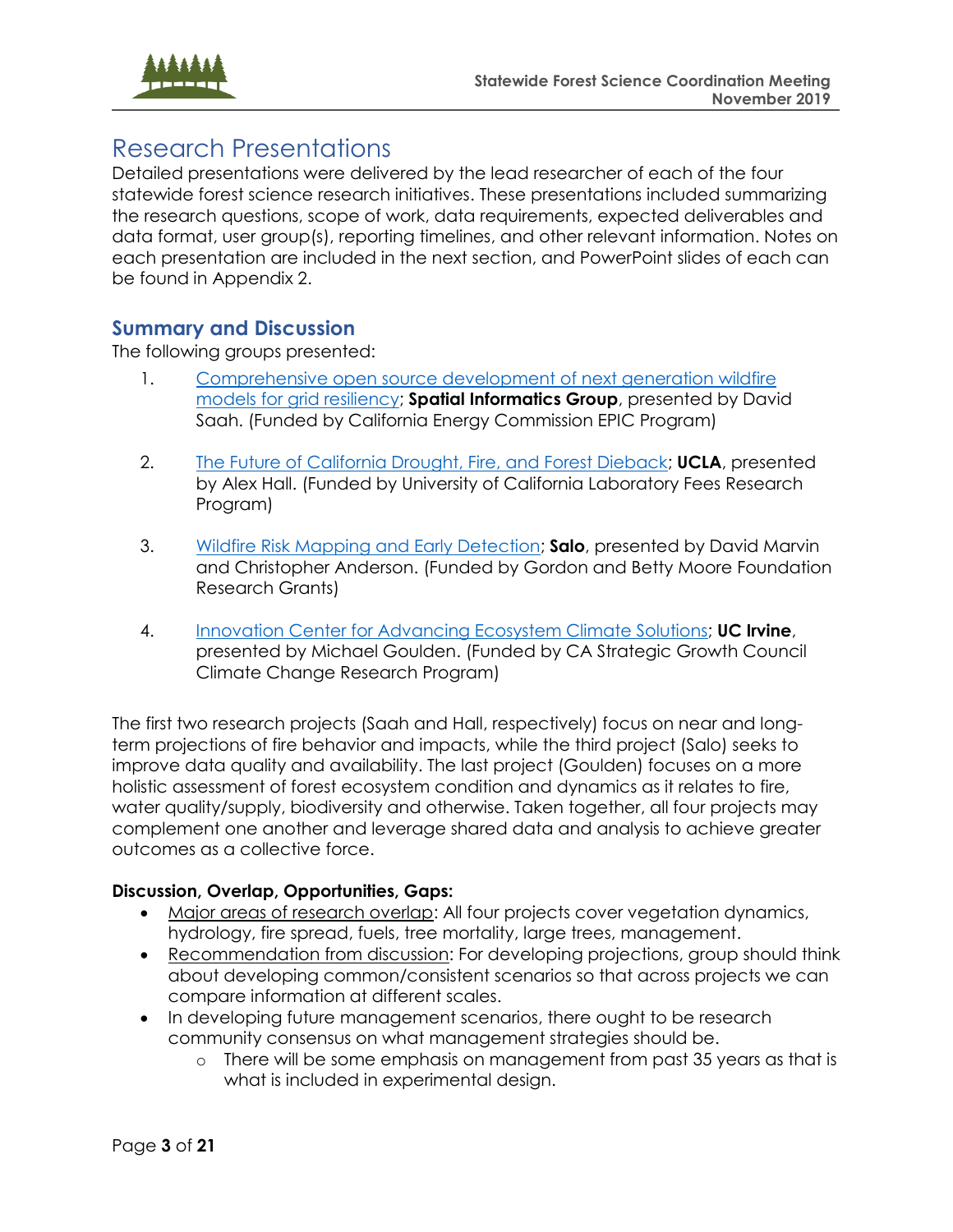# Research Presentations

Detailed presentations were delivered by the lead researcher of each of the four statewide forest science research initiatives. These presentations included summarizing the research questions, scope of work, data requirements, expected deliverables and data format, user group(s), reporting timelines, and other relevant information. Notes on each presentation are included in the next section, and PowerPoint slides of each can be found in Appendix 2.

## Summary and Discussion

The following groups presented:

1. Comprehensive open source development of next generation wildfire models for grid resiliency; **Spatial Informatics Group**, presented by David Saah. (Funded by California Energy Commission EPIC Program)

2. The Future of California Drought, Fire, and Forest Dieback; **UCLA**, presented by Alex Hall. (Funded by University of California Laboratory Fees Research Program)

3. Wildfire Risk Mapping and Early Detection; **Salo**, presented by David Marvin and Christopher Anderson. (Funded by Gordon and Betty Moore Foundation Research Grants)

4. Innovation Center for Advancing Ecosystem Climate Solutions; **UC Irvine**, presented by Michael Goulden. (Funded by CA Strategic Growth Council Climate Change Research Program)

The first two research projects (Saah and Hall, respectively) focus on near and long-term projections of fire behavior and impacts, while the third project (Salo) seeks to improve data quality and availability. The last project (Goulden) focuses on a more holistic assessment of forest ecosystem condition and dynamics as it relates to fire, water quality/supply, biodiversity and otherwise. Taken together, all four projects may complement one another and leverage shared data and analysis to achieve greater outcomes as a collective force.

**Discussion, Overlap, Opportunities, Gaps:**

- Major areas of research overlap: All four projects cover vegetation dynamics, hydrology, fire spread, fuels, tree mortality, large trees, management.
- Recommendation from discussion: For developing projections, group should think about developing common/consistent scenarios so that across projects we can compare information at different scales.
- In developing future management scenarios, there ought to be research community consensus on what management strategies should be.
  - There will be some emphasis on management from past 35 years as that is what is included in experimental design.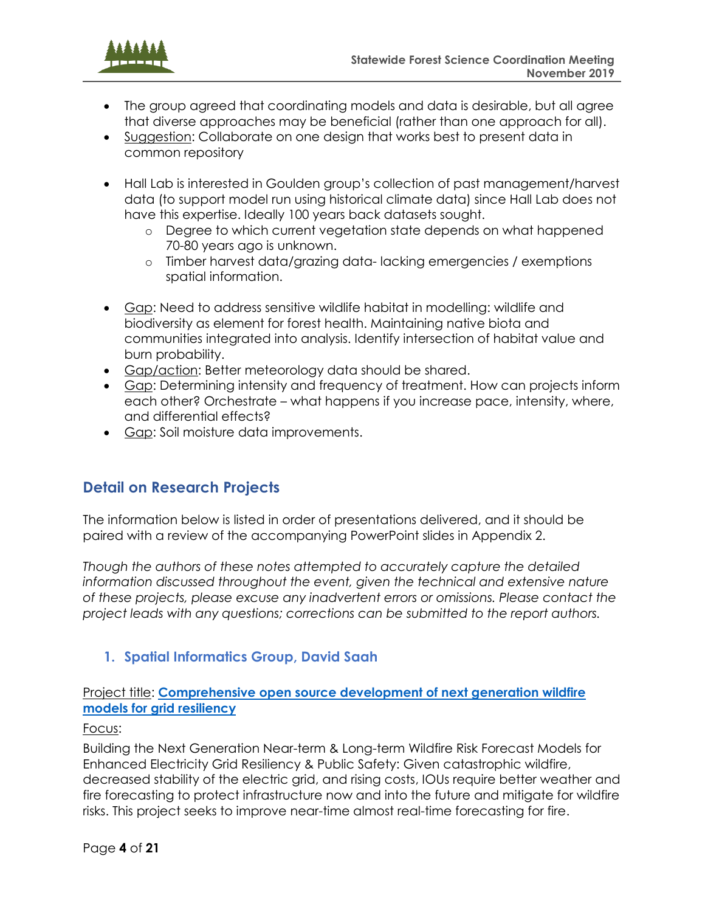- The group agreed that coordinating models and data is desirable, but all agree that diverse approaches may be beneficial (rather than one approach for all).
- Suggestion: Collaborate on one design that works best to present data in common repository

- Hall Lab is interested in Goulden group's collection of past management/harvest data (to support model run using historical climate data) since Hall Lab does not have this expertise. Ideally 100 years back datasets sought.
  - Degree to which current vegetation state depends on what happened 70-80 years ago is unknown.
  - Timber harvest data/grazing data- lacking emergencies / exemptions spatial information.

- Gap: Need to address sensitive wildlife habitat in modelling: wildlife and biodiversity as element for forest health. Maintaining native biota and communities integrated into analysis. Identify intersection of habitat value and burn probability.
- Gap/action: Better meteorology data should be shared.
- Gap: Determining intensity and frequency of treatment. How can projects inform each other? Orchestrate – what happens if you increase pace, intensity, where, and differential effects?
- Gap: Soil moisture data improvements.

## Detail on Research Projects

The information below is listed in order of presentations delivered, and it should be paired with a review of the accompanying PowerPoint slides in Appendix 2.

*Though the authors of these notes attempted to accurately capture the detailed information discussed throughout the event, given the technical and extensive nature of these projects, please excuse any inadvertent errors or omissions. Please contact the project leads with any questions; corrections can be submitted to the report authors.*

### 1. Spatial Informatics Group, David Saah

Project title: **Comprehensive open source development of next generation wildfire models for grid resiliency**

Focus:

Building the Next Generation Near-term & Long-term Wildfire Risk Forecast Models for Enhanced Electricity Grid Resiliency & Public Safety: Given catastrophic wildfire, decreased stability of the electric grid, and rising costs, IOUs require better weather and fire forecasting to protect infrastructure now and into the future and mitigate for wildfire risks. This project seeks to improve near-time almost real-time forecasting for fire.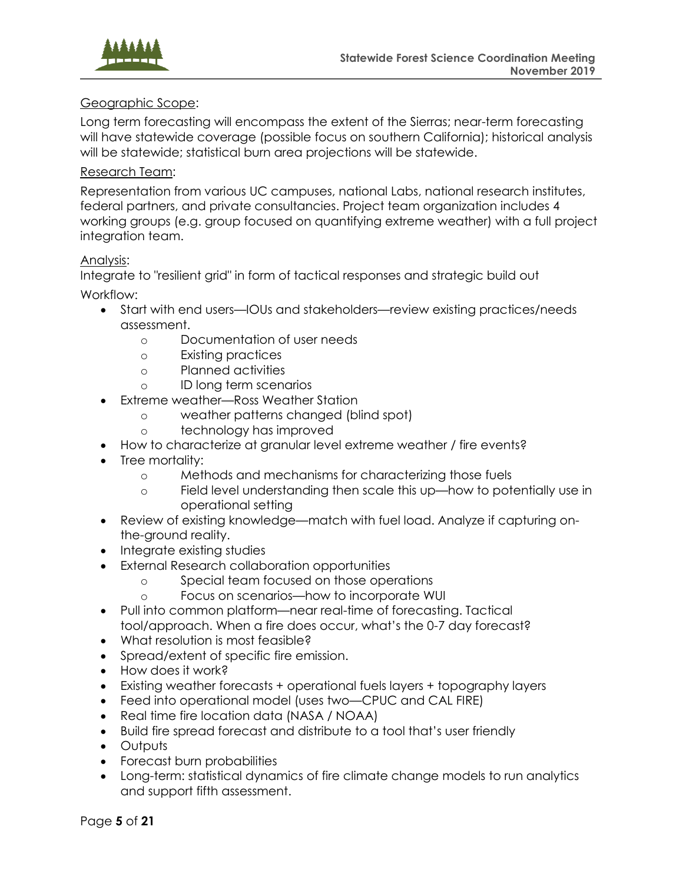Geographic Scope:

Long term forecasting will encompass the extent of the Sierras; near-term forecasting will have statewide coverage (possible focus on southern California); historical analysis will be statewide; statistical burn area projections will be statewide.

Research Team:

Representation from various UC campuses, national Labs, national research institutes, federal partners, and private consultancies. Project team organization includes 4 working groups (e.g. group focused on quantifying extreme weather) with a full project integration team.

Analysis:

Integrate to "resilient grid" in form of tactical responses and strategic build out

Workflow:

- Start with end users—IOUs and stakeholders—review existing practices/needs assessment.
  - Documentation of user needs
  - Existing practices
  - Planned activities
  - ID long term scenarios
- Extreme weather—Ross Weather Station
  - weather patterns changed (blind spot)
  - technology has improved
- How to characterize at granular level extreme weather / fire events?
- Tree mortality:
  - Methods and mechanisms for characterizing those fuels
  - Field level understanding then scale this up—how to potentially use in operational setting
- Review of existing knowledge—match with fuel load. Analyze if capturing on-the-ground reality.
- Integrate existing studies
- External Research collaboration opportunities
  - Special team focused on those operations
  - Focus on scenarios—how to incorporate WUI
- Pull into common platform—near real-time of forecasting. Tactical tool/approach. When a fire does occur, what's the 0-7 day forecast?
- What resolution is most feasible?
- Spread/extent of specific fire emission.
- How does it work?
- Existing weather forecasts + operational fuels layers + topography layers
- Feed into operational model (uses two—CPUC and CAL FIRE)
- Real time fire location data (NASA / NOAA)
- Build fire spread forecast and distribute to a tool that's user friendly
- Outputs
- Forecast burn probabilities
- Long-term: statistical dynamics of fire climate change models to run analytics and support fifth assessment.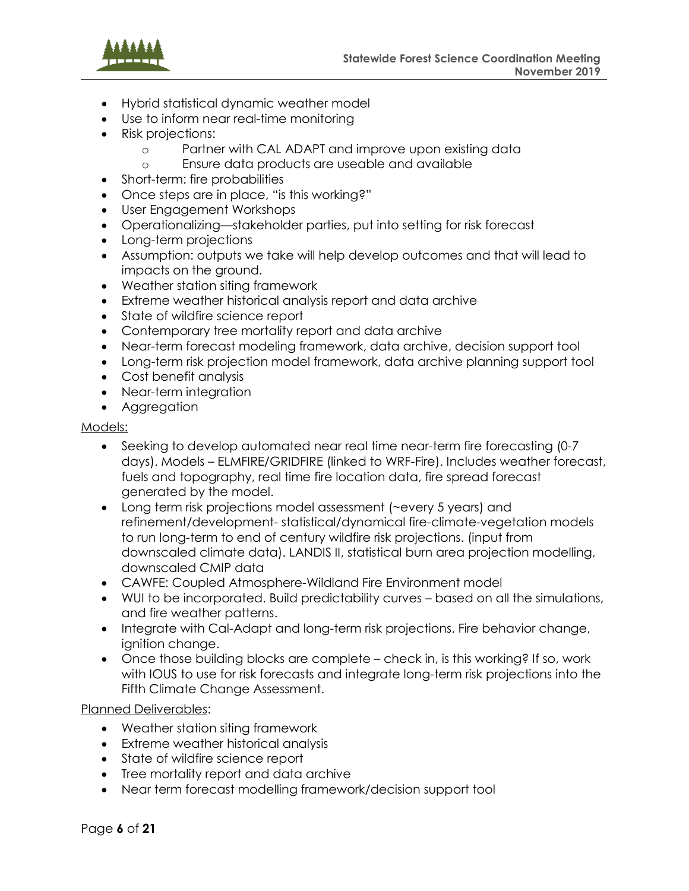- Hybrid statistical dynamic weather model
- Use to inform near real-time monitoring
- Risk projections:
    - Partner with CAL ADAPT and improve upon existing data
    - Ensure data products are useable and available
- Short-term: fire probabilities
- Once steps are in place, "is this working?"
- User Engagement Workshops
- Operationalizing—stakeholder parties, put into setting for risk forecast
- Long-term projections
- Assumption: outputs we take will help develop outcomes and that will lead to impacts on the ground.
- Weather station siting framework
- Extreme weather historical analysis report and data archive
- State of wildfire science report
- Contemporary tree mortality report and data archive
- Near-term forecast modeling framework, data archive, decision support tool
- Long-term risk projection model framework, data archive planning support tool
- Cost benefit analysis
- Near-term integration
- Aggregation

Models:

- Seeking to develop automated near real time near-term fire forecasting (0-7 days). Models – ELMFIRE/GRIDFIRE (linked to WRF-Fire). Includes weather forecast, fuels and topography, real time fire location data, fire spread forecast generated by the model.
- Long term risk projections model assessment (~every 5 years) and refinement/development- statistical/dynamical fire-climate-vegetation models to run long-term to end of century wildfire risk projections. (input from downscaled climate data). LANDIS II, statistical burn area projection modelling, downscaled CMIP data
- CAWFE: Coupled Atmosphere-Wildland Fire Environment model
- WUI to be incorporated. Build predictability curves – based on all the simulations, and fire weather patterns.
- Integrate with Cal-Adapt and long-term risk projections. Fire behavior change, ignition change.
- Once those building blocks are complete – check in, is this working? If so, work with IOUS to use for risk forecasts and integrate long-term risk projections into the Fifth Climate Change Assessment.

Planned Deliverables:

- Weather station siting framework
- Extreme weather historical analysis
- State of wildfire science report
- Tree mortality report and data archive
- Near term forecast modelling framework/decision support tool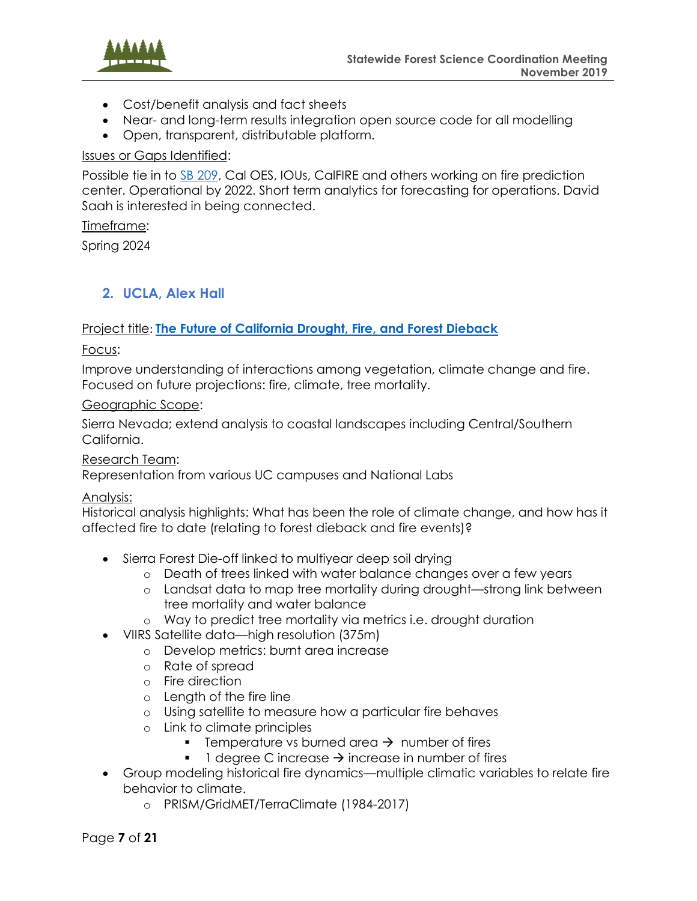- Cost/benefit analysis and fact sheets
- Near- and long-term results integration open source code for all modelling
- Open, transparent, distributable platform.

Issues or Gaps Identified:

Possible tie in to SB 209, Cal OES, IOUs, CalFIRE and others working on fire prediction center. Operational by 2022. Short term analytics for forecasting for operations. David Saah is interested in being connected.

Timeframe:

Spring 2024

## 2. UCLA, Alex Hall

Project title: **The Future of California Drought, Fire, and Forest Dieback**

Focus:

Improve understanding of interactions among vegetation, climate change and fire. Focused on future projections: fire, climate, tree mortality.

Geographic Scope:

Sierra Nevada; extend analysis to coastal landscapes including Central/Southern California.

Research Team:

Representation from various UC campuses and National Labs

Analysis:

Historical analysis highlights: What has been the role of climate change, and how has it affected fire to date (relating to forest dieback and fire events)?

- Sierra Forest Die-off linked to multiyear deep soil drying
    - Death of trees linked with water balance changes over a few years
    - Landsat data to map tree mortality during drought—strong link between tree mortality and water balance
    - Way to predict tree mortality via metrics i.e. drought duration
- VIIRS Satellite data—high resolution (375m)
    - Develop metrics: burnt area increase
    - Rate of spread
    - Fire direction
    - Length of the fire line
    - Using satellite to measure how a particular fire behaves
    - Link to climate principles
        - Temperature vs burned area → number of fires
        - 1 degree C increase → increase in number of fires
- Group modeling historical fire dynamics—multiple climatic variables to relate fire behavior to climate.
    - PRISM/GridMET/TerraClimate (1984-2017)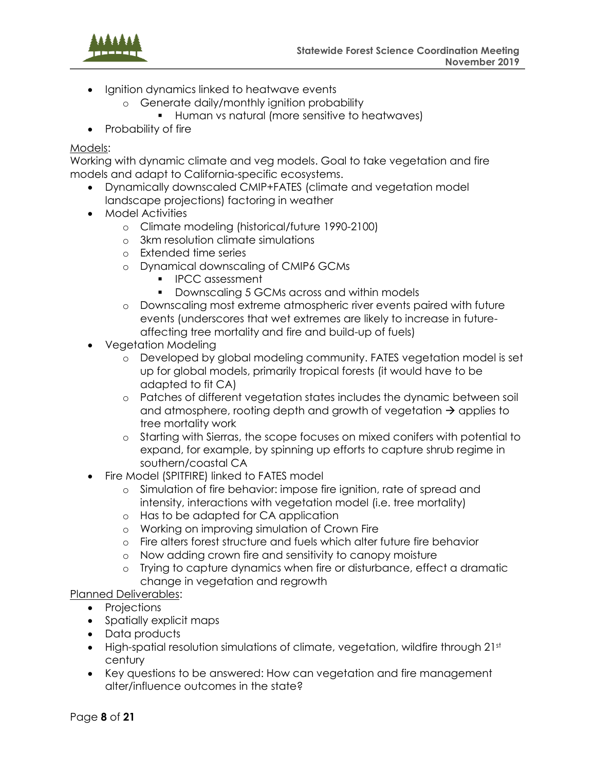- Ignition dynamics linked to heatwave events
  - Generate daily/monthly ignition probability
    - Human vs natural (more sensitive to heatwaves)
- Probability of fire

Models:
Working with dynamic climate and veg models. Goal to take vegetation and fire models and adapt to California-specific ecosystems.

- Dynamically downscaled CMIP+FATES (climate and vegetation model landscape projections) factoring in weather
- Model Activities
  - Climate modeling (historical/future 1990-2100)
  - 3km resolution climate simulations
  - Extended time series
  - Dynamical downscaling of CMIP6 GCMs
    - IPCC assessment
    - Downscaling 5 GCMs across and within models
  - Downscaling most extreme atmospheric river events paired with future events (underscores that wet extremes are likely to increase in future-affecting tree mortality and fire and build-up of fuels)
- Vegetation Modeling
  - Developed by global modeling community. FATES vegetation model is set up for global models, primarily tropical forests (it would have to be adapted to fit CA)
  - Patches of different vegetation states includes the dynamic between soil and atmosphere, rooting depth and growth of vegetation → applies to tree mortality work
  - Starting with Sierras, the scope focuses on mixed conifers with potential to expand, for example, by spinning up efforts to capture shrub regime in southern/coastal CA
- Fire Model (SPITFIRE) linked to FATES model
  - Simulation of fire behavior: impose fire ignition, rate of spread and intensity, interactions with vegetation model (i.e. tree mortality)
  - Has to be adapted for CA application
  - Working on improving simulation of Crown Fire
  - Fire alters forest structure and fuels which alter future fire behavior
  - Now adding crown fire and sensitivity to canopy moisture
  - Trying to capture dynamics when fire or disturbance, effect a dramatic change in vegetation and regrowth

Planned Deliverables:

- Projections
- Spatially explicit maps
- Data products
- High-spatial resolution simulations of climate, vegetation, wildfire through 21st century
- Key questions to be answered: How can vegetation and fire management alter/influence outcomes in the state?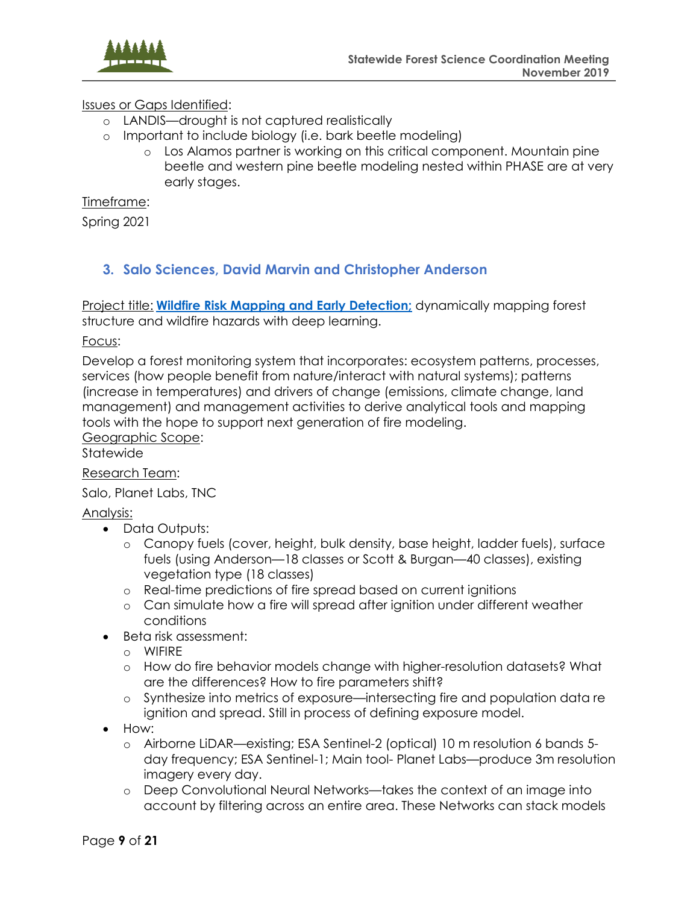Issues or Gaps Identified:

- LANDIS—drought is not captured realistically
- Important to include biology (i.e. bark beetle modeling)
    - Los Alamos partner is working on this critical component. Mountain pine beetle and western pine beetle modeling nested within PHASE are at very early stages.

Timeframe:

Spring 2021

### 3. Salo Sciences, David Marvin and Christopher Anderson

Project title: **Wildfire Risk Mapping and Early Detection;** dynamically mapping forest structure and wildfire hazards with deep learning.

Focus:

Develop a forest monitoring system that incorporates: ecosystem patterns, processes, services (how people benefit from nature/interact with natural systems); patterns (increase in temperatures) and drivers of change (emissions, climate change, land management) and management activities to derive analytical tools and mapping tools with the hope to support next generation of fire modeling.

Geographic Scope:

Statewide

Research Team:

Salo, Planet Labs, TNC

Analysis:

- Data Outputs:
    - Canopy fuels (cover, height, bulk density, base height, ladder fuels), surface fuels (using Anderson—18 classes or Scott & Burgan—40 classes), existing vegetation type (18 classes)
    - Real-time predictions of fire spread based on current ignitions
    - Can simulate how a fire will spread after ignition under different weather conditions
- Beta risk assessment:
    - WIFIRE
    - How do fire behavior models change with higher-resolution datasets? What are the differences? How to fire parameters shift?
    - Synthesize into metrics of exposure—intersecting fire and population data re ignition and spread. Still in process of defining exposure model.
- How:
    - Airborne LiDAR—existing; ESA Sentinel-2 (optical) 10 m resolution 6 bands 5-day frequency; ESA Sentinel-1; Main tool- Planet Labs—produce 3m resolution imagery every day.
    - Deep Convolutional Neural Networks—takes the context of an image into account by filtering across an entire area. These Networks can stack models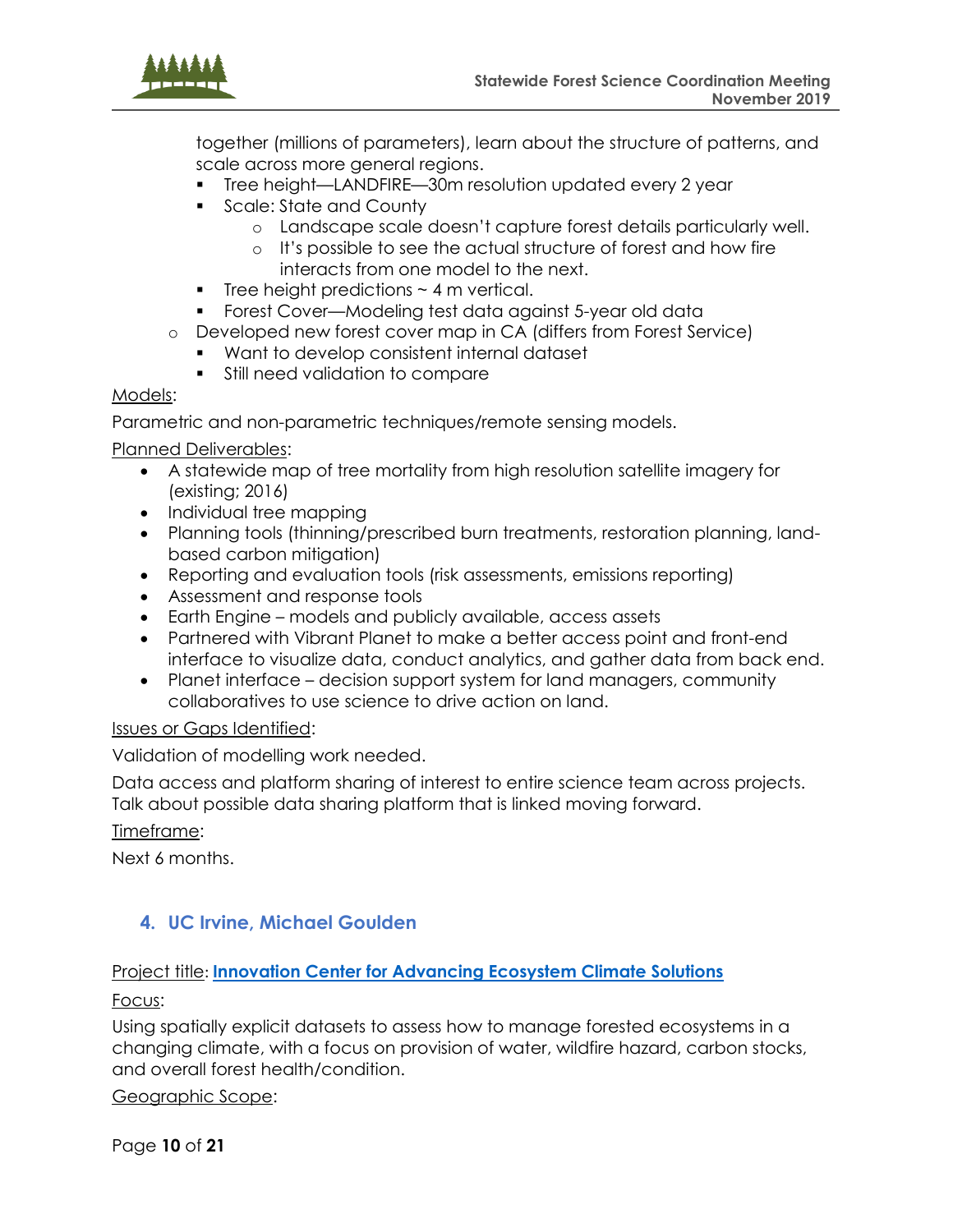together (millions of parameters), learn about the structure of patterns, and scale across more general regions.
    - Tree height—LANDFIRE—30m resolution updated every 2 year
    - Scale: State and County
        - Landscape scale doesn't capture forest details particularly well.
        - It's possible to see the actual structure of forest and how fire interacts from one model to the next.
    - Tree height predictions ~ 4 m vertical.
    - Forest Cover—Modeling test data against 5-year old data
  - Developed new forest cover map in CA (differs from Forest Service)
    - Want to develop consistent internal dataset
    - Still need validation to compare

Models:

Parametric and non-parametric techniques/remote sensing models.

Planned Deliverables:

- A statewide map of tree mortality from high resolution satellite imagery for (existing; 2016)
- Individual tree mapping
- Planning tools (thinning/prescribed burn treatments, restoration planning, land-based carbon mitigation)
- Reporting and evaluation tools (risk assessments, emissions reporting)
- Assessment and response tools
- Earth Engine – models and publicly available, access assets
- Partnered with Vibrant Planet to make a better access point and front-end interface to visualize data, conduct analytics, and gather data from back end.
- Planet interface – decision support system for land managers, community collaboratives to use science to drive action on land.

Issues or Gaps Identified:

Validation of modelling work needed.

Data access and platform sharing of interest to entire science team across projects. Talk about possible data sharing platform that is linked moving forward.

Timeframe:

Next 6 months.

## 4. UC Irvine, Michael Goulden

Project title: **Innovation Center for Advancing Ecosystem Climate Solutions**

Focus:

Using spatially explicit datasets to assess how to manage forested ecosystems in a changing climate, with a focus on provision of water, wildfire hazard, carbon stocks, and overall forest health/condition.

Geographic Scope: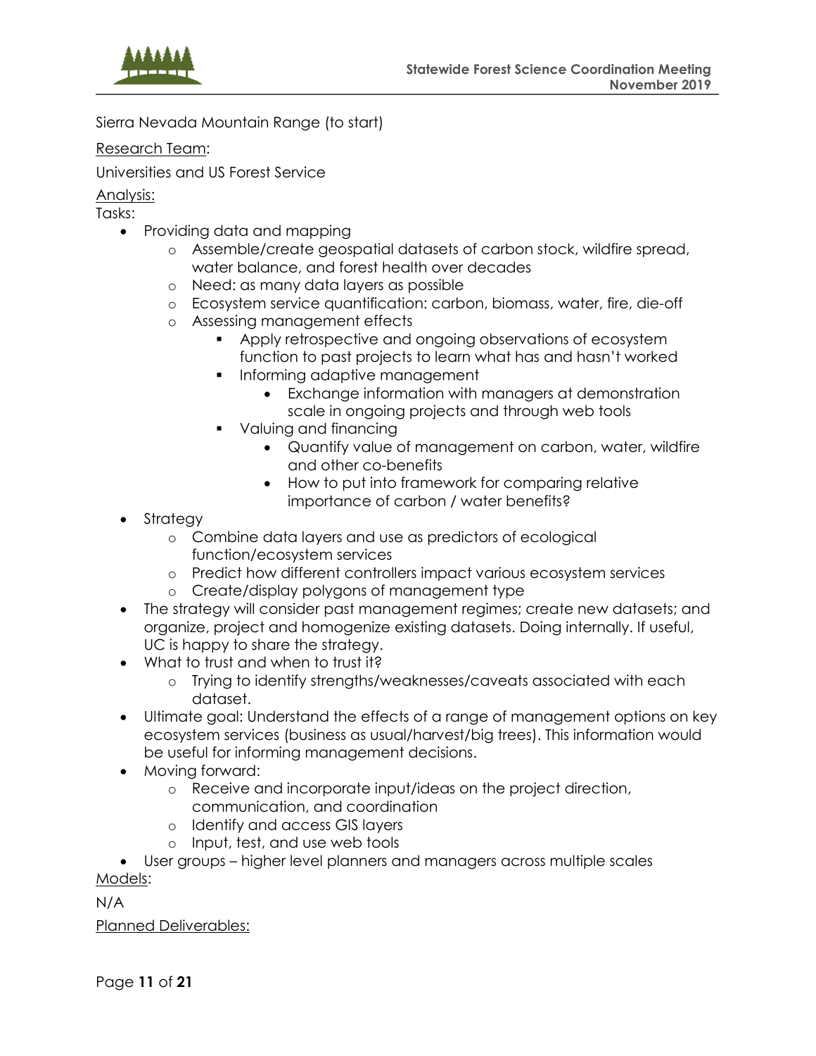Sierra Nevada Mountain Range (to start)

<u>Research Team</u>:

Universities and US Forest Service

<u>Analysis:</u>

Tasks:

- Providing data and mapping
  - Assemble/create geospatial datasets of carbon stock, wildfire spread, water balance, and forest health over decades
  - Need: as many data layers as possible
  - Ecosystem service quantification: carbon, biomass, water, fire, die-off
  - Assessing management effects
    - Apply retrospective and ongoing observations of ecosystem function to past projects to learn what has and hasn't worked
    - Informing adaptive management
      - Exchange information with managers at demonstration scale in ongoing projects and through web tools
    - Valuing and financing
      - Quantify value of management on carbon, water, wildfire and other co-benefits
      - How to put into framework for comparing relative importance of carbon / water benefits?
- Strategy
  - Combine data layers and use as predictors of ecological function/ecosystem services
  - Predict how different controllers impact various ecosystem services
  - Create/display polygons of management type
- The strategy will consider past management regimes; create new datasets; and organize, project and homogenize existing datasets. Doing internally. If useful, UC is happy to share the strategy.
- What to trust and when to trust it?
  - Trying to identify strengths/weaknesses/caveats associated with each dataset.
- Ultimate goal: Understand the effects of a range of management options on key ecosystem services (business as usual/harvest/big trees). This information would be useful for informing management decisions.
- Moving forward:
  - Receive and incorporate input/ideas on the project direction, communication, and coordination
  - Identify and access GIS layers
  - Input, test, and use web tools
- User groups – higher level planners and managers across multiple scales

<u>Models</u>:

N/A

<u>Planned Deliverables:</u>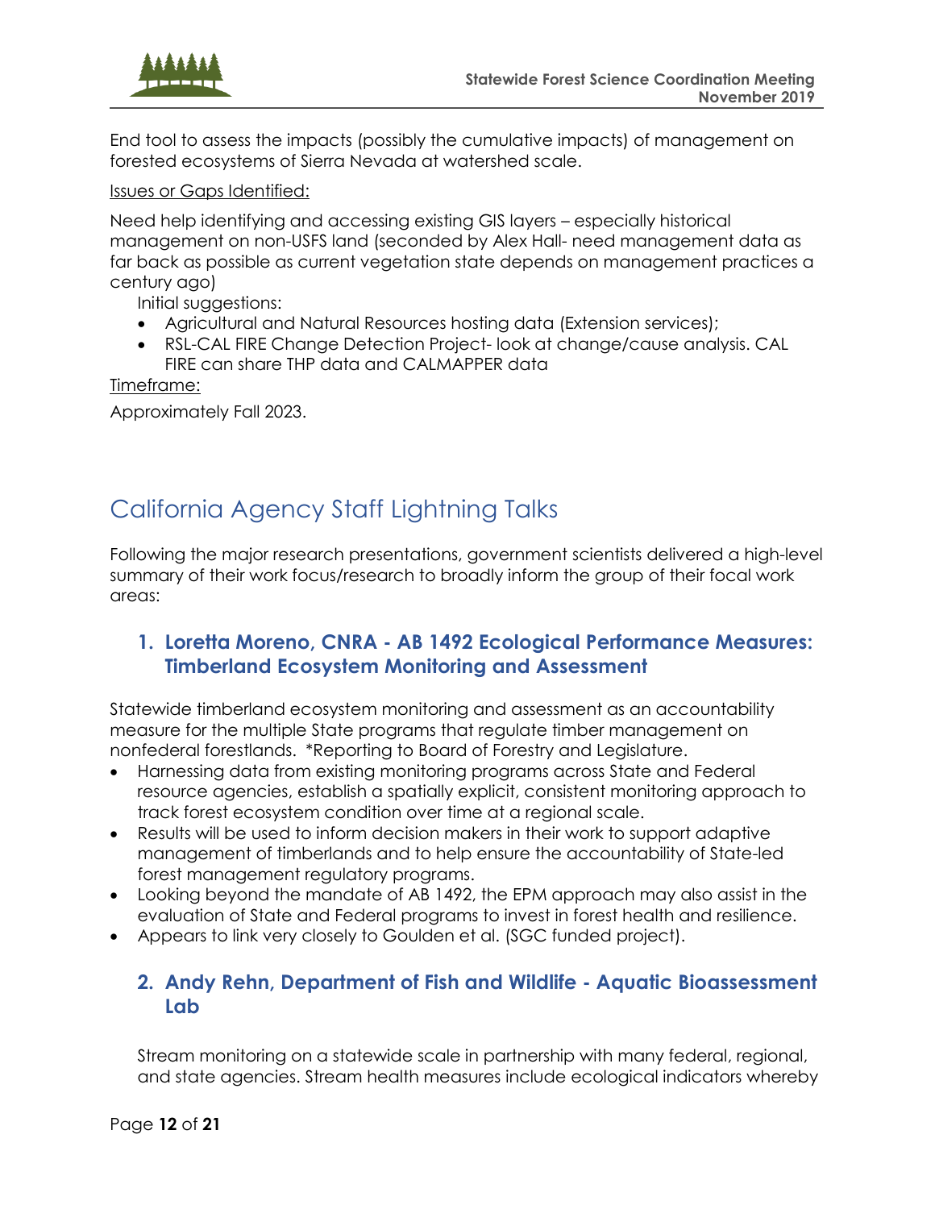End tool to assess the impacts (possibly the cumulative impacts) of management on forested ecosystems of Sierra Nevada at watershed scale.

Issues or Gaps Identified:

Need help identifying and accessing existing GIS layers – especially historical management on non-USFS land (seconded by Alex Hall- need management data as far back as possible as current vegetation state depends on management practices a century ago)

Initial suggestions:

- Agricultural and Natural Resources hosting data (Extension services);
- RSL-CAL FIRE Change Detection Project- look at change/cause analysis. CAL FIRE can share THP data and CALMAPPER data

Timeframe:

Approximately Fall 2023.

# California Agency Staff Lightning Talks

Following the major research presentations, government scientists delivered a high-level summary of their work focus/research to broadly inform the group of their focal work areas:

## 1. Loretta Moreno, CNRA - AB 1492 Ecological Performance Measures: Timberland Ecosystem Monitoring and Assessment

Statewide timberland ecosystem monitoring and assessment as an accountability measure for the multiple State programs that regulate timber management on nonfederal forestlands. *Reporting to Board of Forestry and Legislature.

- Harnessing data from existing monitoring programs across State and Federal resource agencies, establish a spatially explicit, consistent monitoring approach to track forest ecosystem condition over time at a regional scale.
- Results will be used to inform decision makers in their work to support adaptive management of timberlands and to help ensure the accountability of State-led forest management regulatory programs.
- Looking beyond the mandate of AB 1492, the EPM approach may also assist in the evaluation of State and Federal programs to invest in forest health and resilience.
- Appears to link very closely to Goulden et al. (SGC funded project).

## 2. Andy Rehn, Department of Fish and Wildlife - Aquatic Bioassessment Lab

Stream monitoring on a statewide scale in partnership with many federal, regional, and state agencies. Stream health measures include ecological indicators whereby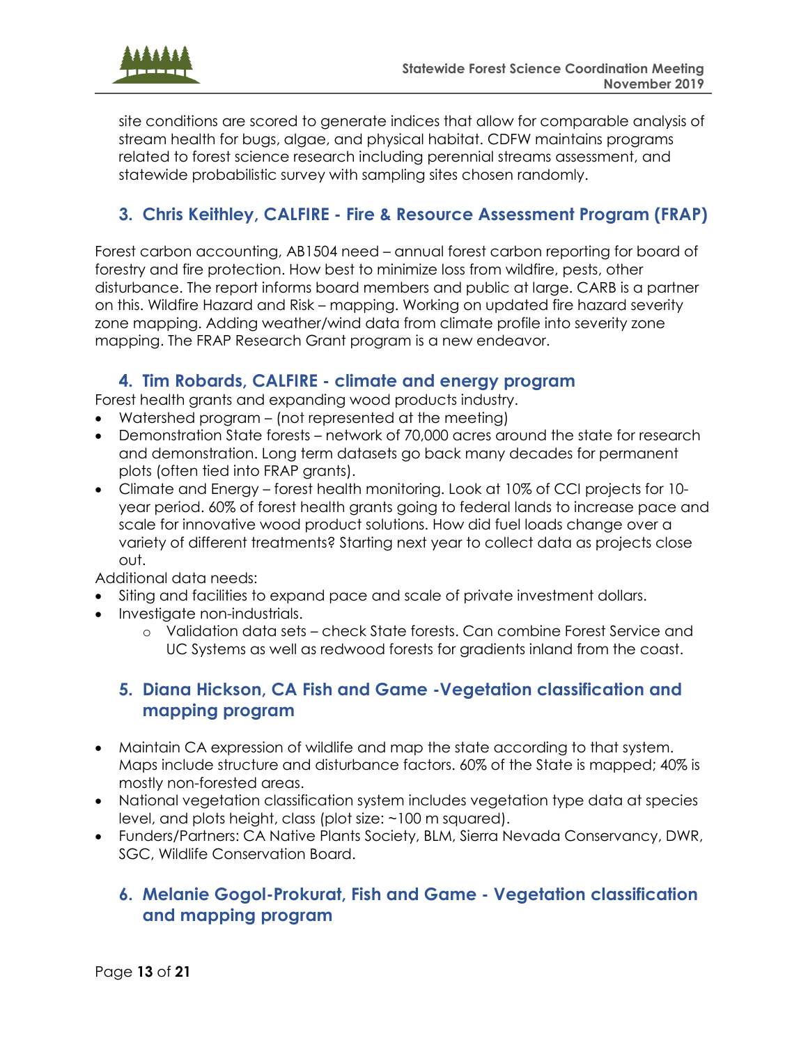site conditions are scored to generate indices that allow for comparable analysis of stream health for bugs, algae, and physical habitat. CDFW maintains programs related to forest science research including perennial streams assessment, and statewide probabilistic survey with sampling sites chosen randomly.

## 3. Chris Keithley, CALFIRE - Fire & Resource Assessment Program (FRAP)

Forest carbon accounting, AB1504 need – annual forest carbon reporting for board of forestry and fire protection. How best to minimize loss from wildfire, pests, other disturbance. The report informs board members and public at large. CARB is a partner on this. Wildfire Hazard and Risk – mapping. Working on updated fire hazard severity zone mapping. Adding weather/wind data from climate profile into severity zone mapping. The FRAP Research Grant program is a new endeavor.

## 4. Tim Robards, CALFIRE - climate and energy program

Forest health grants and expanding wood products industry.

- Watershed program – (not represented at the meeting)
- Demonstration State forests – network of 70,000 acres around the state for research and demonstration. Long term datasets go back many decades for permanent plots (often tied into FRAP grants).
- Climate and Energy – forest health monitoring. Look at 10% of CCI projects for 10-year period. 60% of forest health grants going to federal lands to increase pace and scale for innovative wood product solutions. How did fuel loads change over a variety of different treatments? Starting next year to collect data as projects close out.

Additional data needs:

- Siting and facilities to expand pace and scale of private investment dollars.
- Investigate non-industrials.
    - Validation data sets – check State forests. Can combine Forest Service and UC Systems as well as redwood forests for gradients inland from the coast.

## 5. Diana Hickson, CA Fish and Game -Vegetation classification and mapping program

- Maintain CA expression of wildlife and map the state according to that system. Maps include structure and disturbance factors. 60% of the State is mapped; 40% is mostly non-forested areas.
- National vegetation classification system includes vegetation type data at species level, and plots height, class (plot size: ~100 m squared).
- Funders/Partners: CA Native Plants Society, BLM, Sierra Nevada Conservancy, DWR, SGC, Wildlife Conservation Board.

## 6. Melanie Gogol-Prokurat, Fish and Game - Vegetation classification and mapping program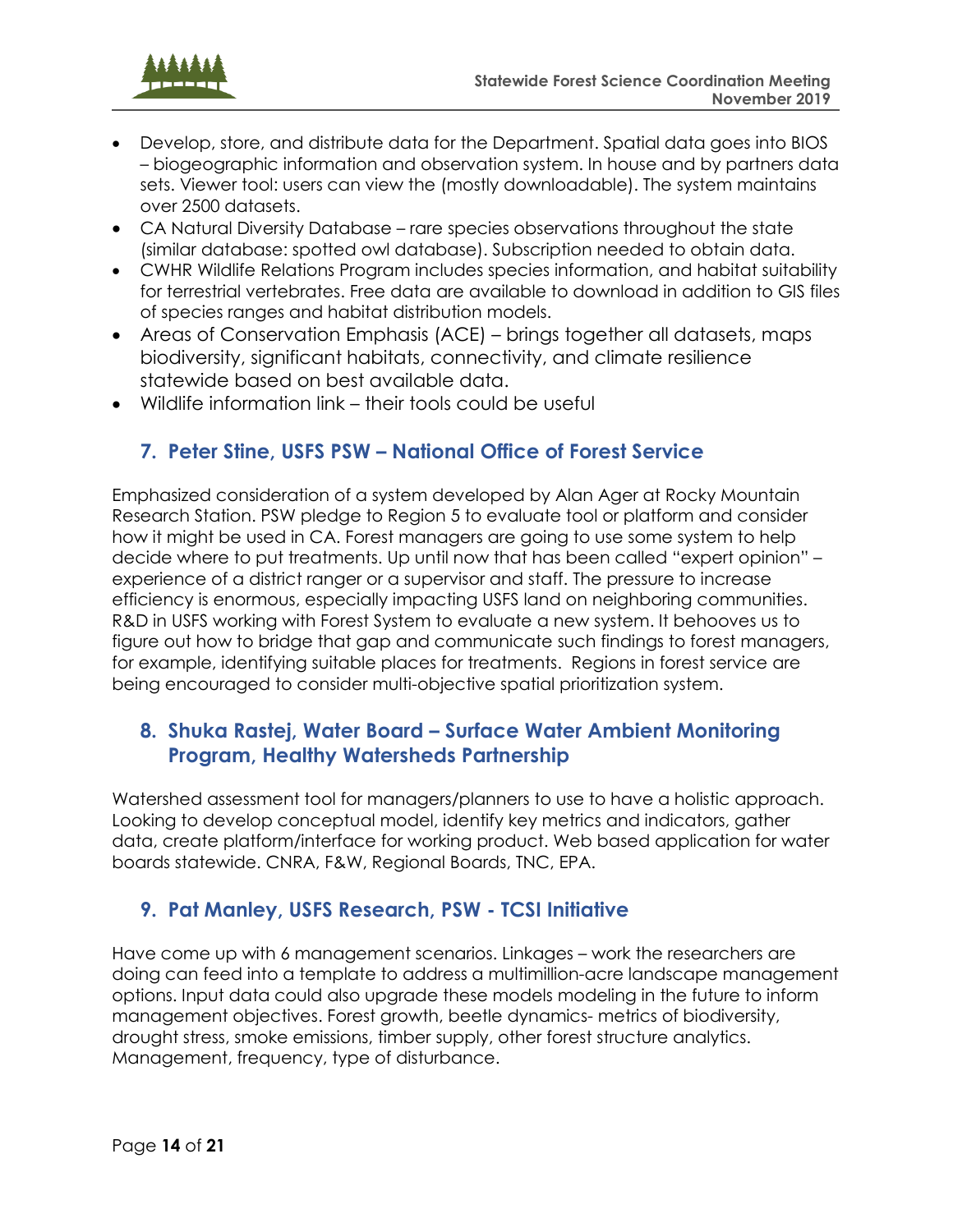- Develop, store, and distribute data for the Department. Spatial data goes into BIOS – biogeographic information and observation system. In house and by partners data sets. Viewer tool: users can view the (mostly downloadable). The system maintains over 2500 datasets.
- CA Natural Diversity Database – rare species observations throughout the state (similar database: spotted owl database). Subscription needed to obtain data.
- CWHR Wildlife Relations Program includes species information, and habitat suitability for terrestrial vertebrates. Free data are available to download in addition to GIS files of species ranges and habitat distribution models.
- Areas of Conservation Emphasis (ACE) – brings together all datasets, maps biodiversity, significant habitats, connectivity, and climate resilience statewide based on best available data.
- Wildlife information link – their tools could be useful

## 7. Peter Stine, USFS PSW – National Office of Forest Service

Emphasized consideration of a system developed by Alan Ager at Rocky Mountain Research Station. PSW pledge to Region 5 to evaluate tool or platform and consider how it might be used in CA. Forest managers are going to use some system to help decide where to put treatments. Up until now that has been called "expert opinion" – experience of a district ranger or a supervisor and staff. The pressure to increase efficiency is enormous, especially impacting USFS land on neighboring communities. R&D in USFS working with Forest System to evaluate a new system. It behooves us to figure out how to bridge that gap and communicate such findings to forest managers, for example, identifying suitable places for treatments. Regions in forest service are being encouraged to consider multi-objective spatial prioritization system.

## 8. Shuka Rastej, Water Board – Surface Water Ambient Monitoring Program, Healthy Watersheds Partnership

Watershed assessment tool for managers/planners to use to have a holistic approach. Looking to develop conceptual model, identify key metrics and indicators, gather data, create platform/interface for working product. Web based application for water boards statewide. CNRA, F&W, Regional Boards, TNC, EPA.

## 9. Pat Manley, USFS Research, PSW - TCSI Initiative

Have come up with 6 management scenarios. Linkages – work the researchers are doing can feed into a template to address a multimillion-acre landscape management options. Input data could also upgrade these models modeling in the future to inform management objectives. Forest growth, beetle dynamics- metrics of biodiversity, drought stress, smoke emissions, timber supply, other forest structure analytics. Management, frequency, type of disturbance.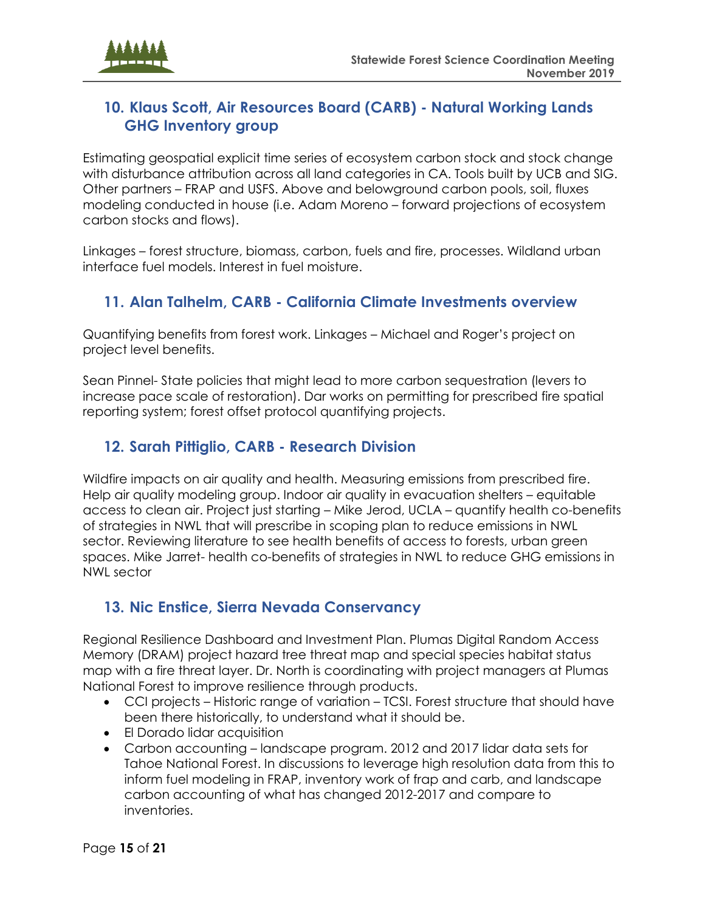## 10. Klaus Scott, Air Resources Board (CARB) - Natural Working Lands GHG Inventory group

Estimating geospatial explicit time series of ecosystem carbon stock and stock change with disturbance attribution across all land categories in CA. Tools built by UCB and SIG. Other partners – FRAP and USFS. Above and belowground carbon pools, soil, fluxes modeling conducted in house (i.e. Adam Moreno – forward projections of ecosystem carbon stocks and flows).

Linkages – forest structure, biomass, carbon, fuels and fire, processes. Wildland urban interface fuel models. Interest in fuel moisture.

## 11. Alan Talhelm, CARB - California Climate Investments overview

Quantifying benefits from forest work. Linkages – Michael and Roger's project on project level benefits.

Sean Pinnel- State policies that might lead to more carbon sequestration (levers to increase pace scale of restoration). Dar works on permitting for prescribed fire spatial reporting system; forest offset protocol quantifying projects.

## 12. Sarah Pittiglio, CARB - Research Division

Wildfire impacts on air quality and health. Measuring emissions from prescribed fire. Help air quality modeling group. Indoor air quality in evacuation shelters – equitable access to clean air. Project just starting – Mike Jerod, UCLA – quantify health co-benefits of strategies in NWL that will prescribe in scoping plan to reduce emissions in NWL sector. Reviewing literature to see health benefits of access to forests, urban green spaces. Mike Jarret- health co-benefits of strategies in NWL to reduce GHG emissions in NWL sector

## 13. Nic Enstice, Sierra Nevada Conservancy

Regional Resilience Dashboard and Investment Plan. Plumas Digital Random Access Memory (DRAM) project hazard tree threat map and special species habitat status map with a fire threat layer. Dr. North is coordinating with project managers at Plumas National Forest to improve resilience through products.

- CCI projects – Historic range of variation – TCSI. Forest structure that should have been there historically, to understand what it should be.
- El Dorado lidar acquisition
- Carbon accounting – landscape program. 2012 and 2017 lidar data sets for Tahoe National Forest. In discussions to leverage high resolution data from this to inform fuel modeling in FRAP, inventory work of frap and carb, and landscape carbon accounting of what has changed 2012-2017 and compare to inventories.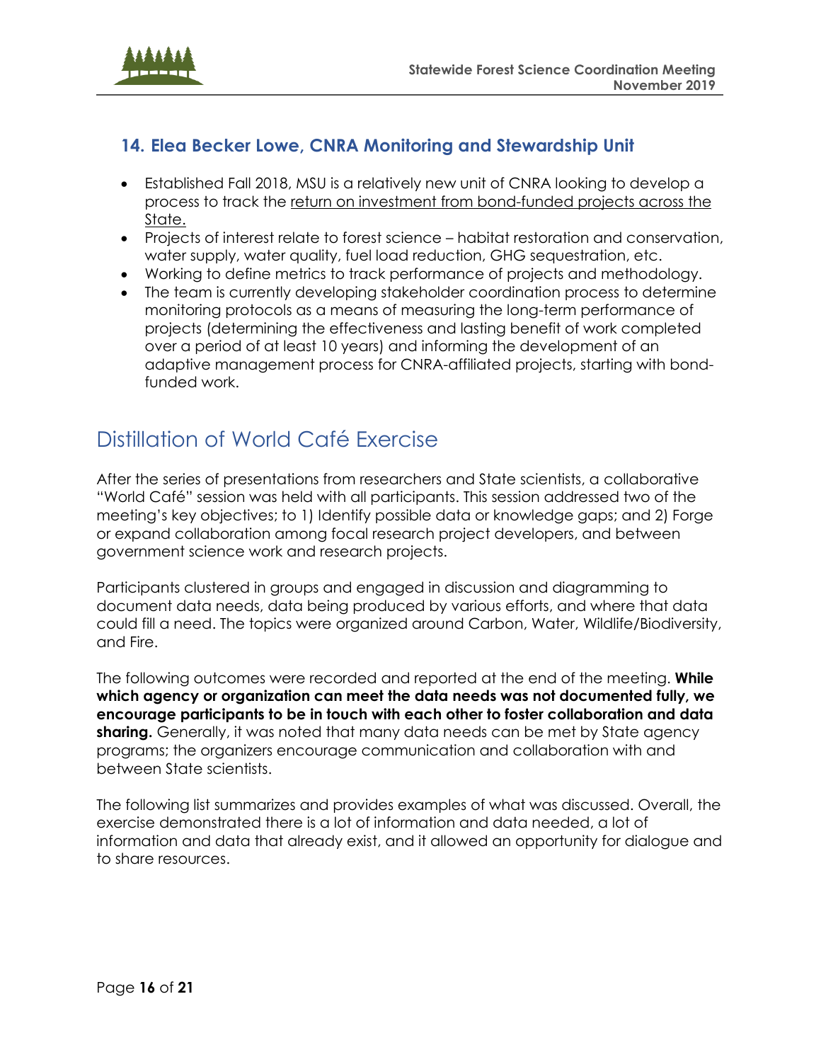### 14. Elea Becker Lowe, CNRA Monitoring and Stewardship Unit

- Established Fall 2018, MSU is a relatively new unit of CNRA looking to develop a process to track the return on investment from bond-funded projects across the State.
- Projects of interest relate to forest science – habitat restoration and conservation, water supply, water quality, fuel load reduction, GHG sequestration, etc.
- Working to define metrics to track performance of projects and methodology.
- The team is currently developing stakeholder coordination process to determine monitoring protocols as a means of measuring the long-term performance of projects (determining the effectiveness and lasting benefit of work completed over a period of at least 10 years) and informing the development of an adaptive management process for CNRA-affiliated projects, starting with bond-funded work.

## Distillation of World Café Exercise

After the series of presentations from researchers and State scientists, a collaborative "World Café" session was held with all participants. This session addressed two of the meeting's key objectives; to 1) Identify possible data or knowledge gaps; and 2) Forge or expand collaboration among focal research project developers, and between government science work and research projects.

Participants clustered in groups and engaged in discussion and diagramming to document data needs, data being produced by various efforts, and where that data could fill a need. The topics were organized around Carbon, Water, Wildlife/Biodiversity, and Fire.

The following outcomes were recorded and reported at the end of the meeting. **While which agency or organization can meet the data needs was not documented fully, we encourage participants to be in touch with each other to foster collaboration and data sharing.** Generally, it was noted that many data needs can be met by State agency programs; the organizers encourage communication and collaboration with and between State scientists.

The following list summarizes and provides examples of what was discussed. Overall, the exercise demonstrated there is a lot of information and data needed, a lot of information and data that already exist, and it allowed an opportunity for dialogue and to share resources.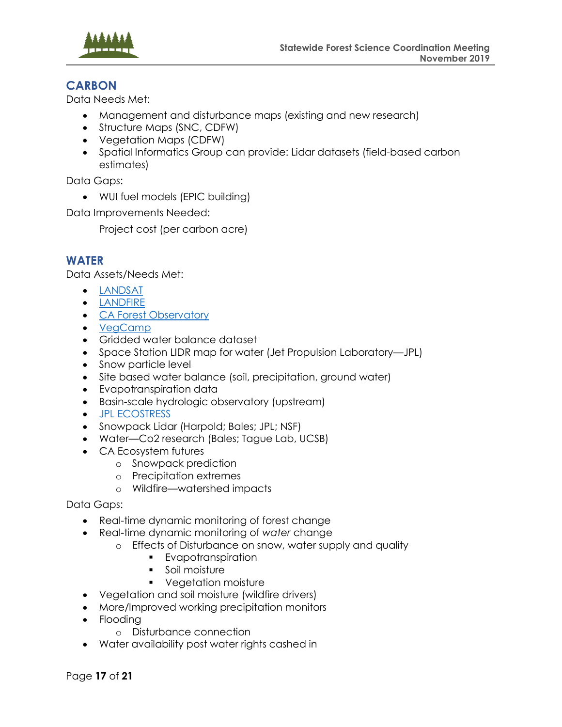## CARBON

Data Needs Met:

- Management and disturbance maps (existing and new research)
- Structure Maps (SNC, CDFW)
- Vegetation Maps (CDFW)
- Spatial Informatics Group can provide: Lidar datasets (field-based carbon estimates)

Data Gaps:

- WUI fuel models (EPIC building)

Data Improvements Needed:

Project cost (per carbon acre)

## WATER

Data Assets/Needs Met:

- LANDSAT
- LANDFIRE
- CA Forest Observatory
- VegCamp
- Gridded water balance dataset
- Space Station LIDR map for water (Jet Propulsion Laboratory—JPL)
- Snow particle level
- Site based water balance (soil, precipitation, ground water)
- Evapotranspiration data
- Basin-scale hydrologic observatory (upstream)
- JPL ECOSTRESS
- Snowpack Lidar (Harpold; Bales; JPL; NSF)
- Water—Co2 research (Bales; Tague Lab, UCSB)
- CA Ecosystem futures
  - Snowpack prediction
  - Precipitation extremes
  - Wildfire—watershed impacts

Data Gaps:

- Real-time dynamic monitoring of forest change
- Real-time dynamic monitoring of *water* change
  - Effects of Disturbance on snow, water supply and quality
    - Evapotranspiration
    - Soil moisture
    - Vegetation moisture
- Vegetation and soil moisture (wildfire drivers)
- More/Improved working precipitation monitors
- Flooding
  - Disturbance connection
- Water availability post water rights cashed in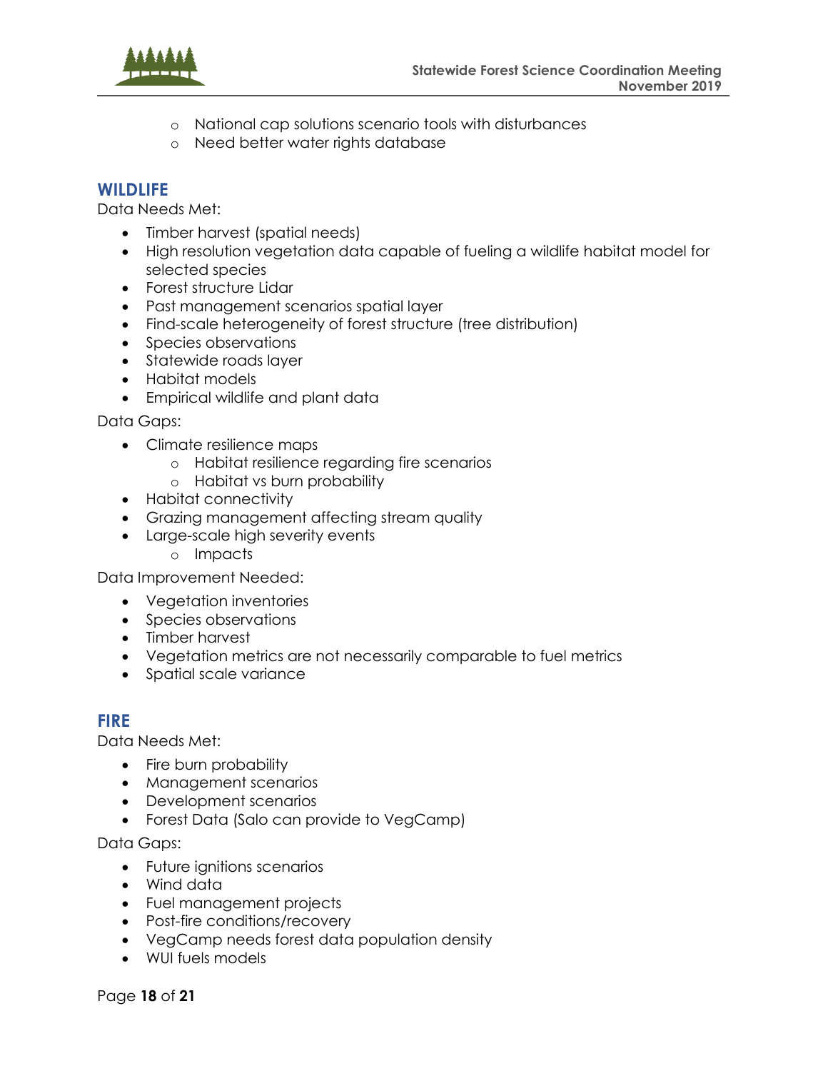- National cap solutions scenario tools with disturbances
  - Need better water rights database

## WILDLIFE

Data Needs Met:

- Timber harvest (spatial needs)
- High resolution vegetation data capable of fueling a wildlife habitat model for selected species
- Forest structure Lidar
- Past management scenarios spatial layer
- Find-scale heterogeneity of forest structure (tree distribution)
- Species observations
- Statewide roads layer
- Habitat models
- Empirical wildlife and plant data

Data Gaps:

- Climate resilience maps
  - Habitat resilience regarding fire scenarios
  - Habitat vs burn probability
- Habitat connectivity
- Grazing management affecting stream quality
- Large-scale high severity events
  - Impacts

Data Improvement Needed:

- Vegetation inventories
- Species observations
- Timber harvest
- Vegetation metrics are not necessarily comparable to fuel metrics
- Spatial scale variance

## FIRE

Data Needs Met:

- Fire burn probability
- Management scenarios
- Development scenarios
- Forest Data (Salo can provide to VegCamp)

Data Gaps:

- Future ignitions scenarios
- Wind data
- Fuel management projects
- Post-fire conditions/recovery
- VegCamp needs forest data population density
- WUI fuels models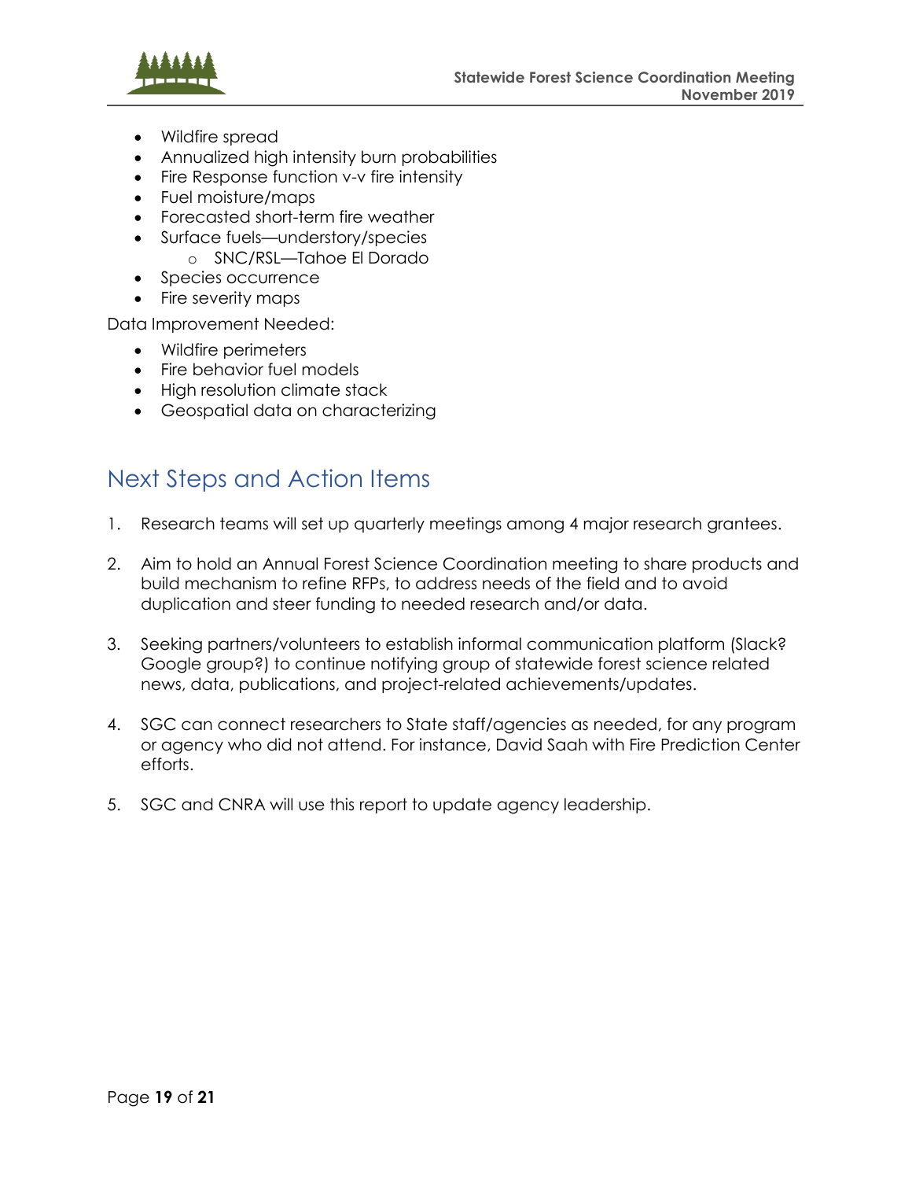- Wildfire spread
- Annualized high intensity burn probabilities
- Fire Response function v-v fire intensity
- Fuel moisture/maps
- Forecasted short-term fire weather
- Surface fuels—understory/species
    - SNC/RSL—Tahoe El Dorado
- Species occurrence
- Fire severity maps

Data Improvement Needed:

- Wildfire perimeters
- Fire behavior fuel models
- High resolution climate stack
- Geospatial data on characterizing

## Next Steps and Action Items

1. Research teams will set up quarterly meetings among 4 major research grantees.

2. Aim to hold an Annual Forest Science Coordination meeting to share products and build mechanism to refine RFPs, to address needs of the field and to avoid duplication and steer funding to needed research and/or data.

3. Seeking partners/volunteers to establish informal communication platform (Slack? Google group?) to continue notifying group of statewide forest science related news, data, publications, and project-related achievements/updates.

4. SGC can connect researchers to State staff/agencies as needed, for any program or agency who did not attend. For instance, David Saah with Fire Prediction Center efforts.

5. SGC and CNRA will use this report to update agency leadership.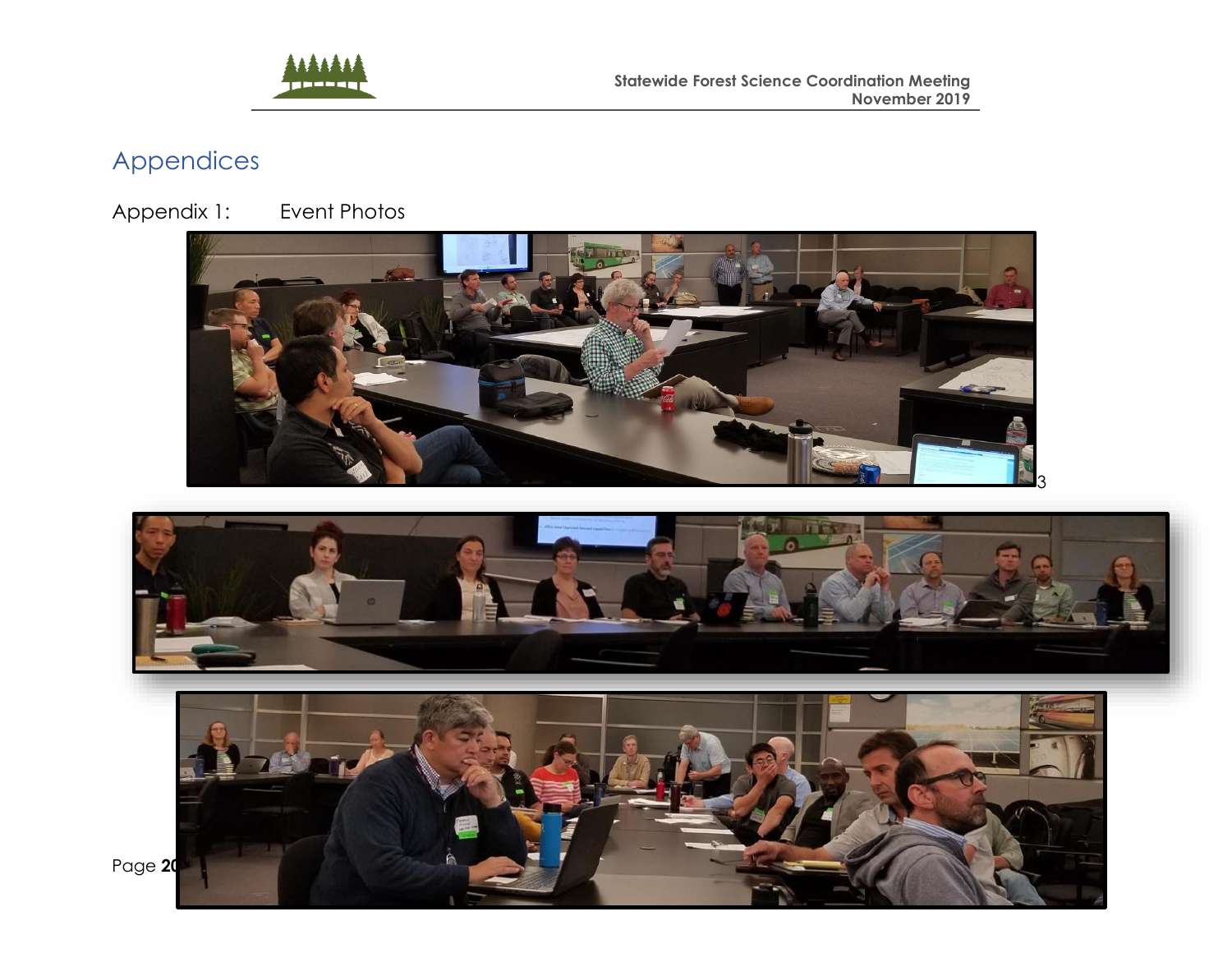# Appendices

Appendix 1: Event Photos

3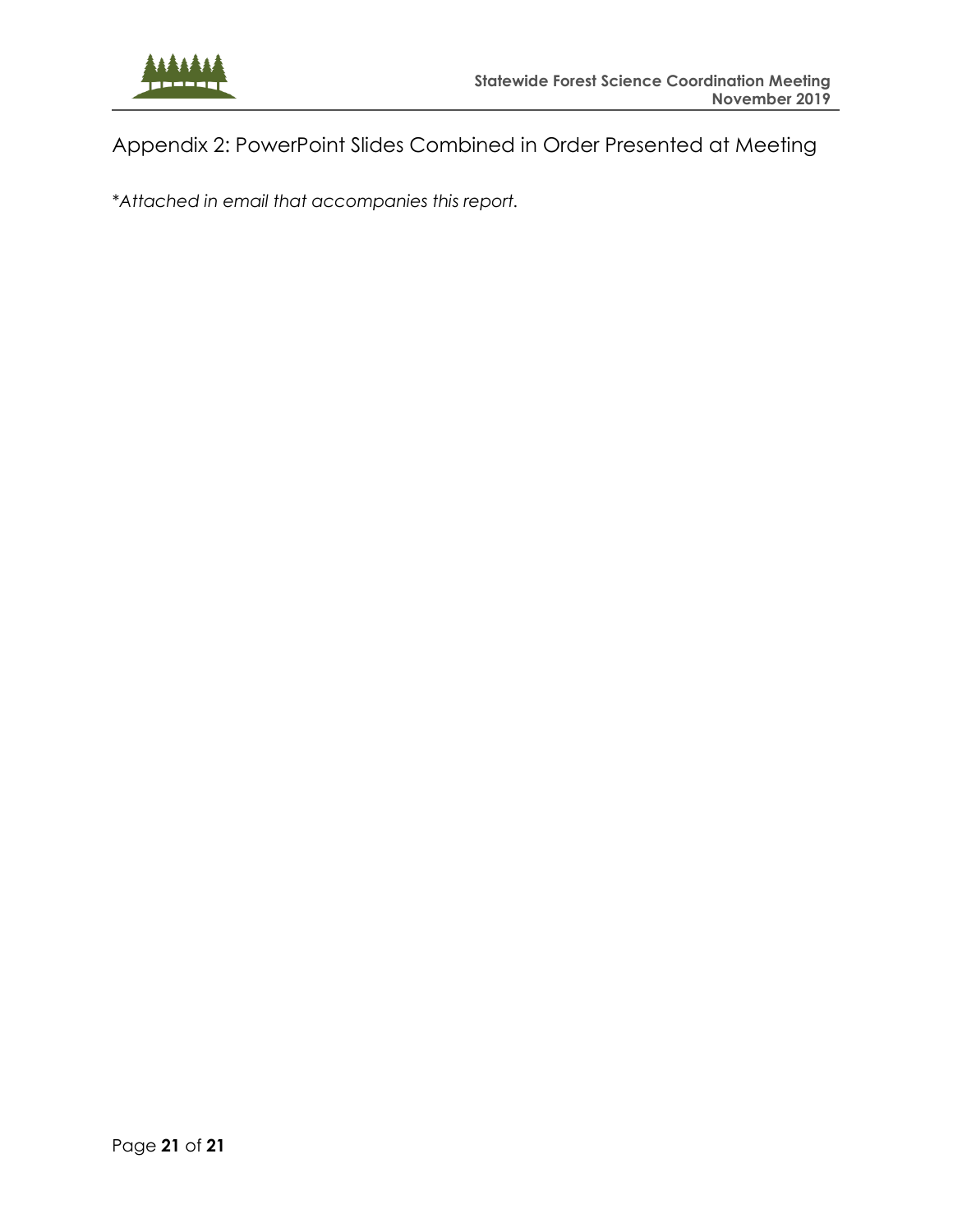## Appendix 2: PowerPoint Slides Combined in Order Presented at Meeting

*\*Attached in email that accompanies this report.*